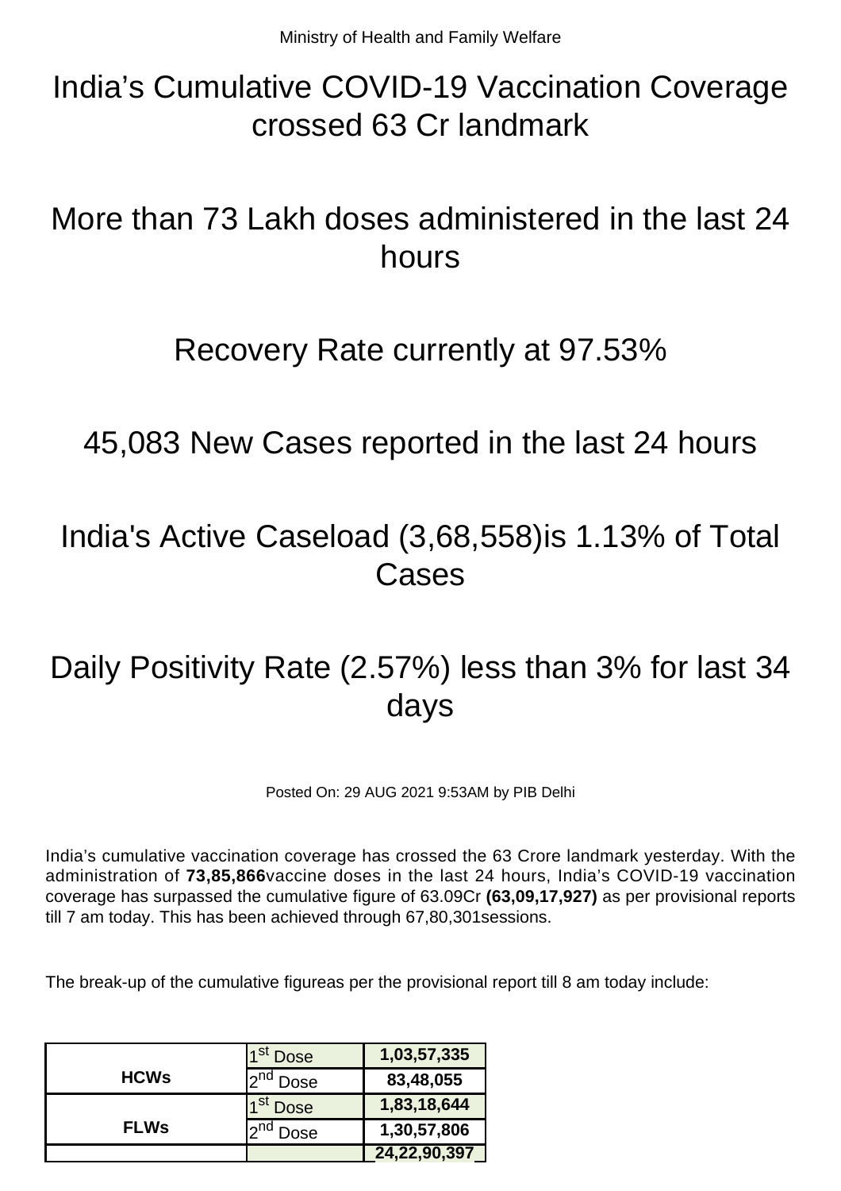Ministry of Health and Family Welfare

# India's Cumulative COVID-19 Vaccination Coverage crossed 63 Cr landmark

# More than 73 Lakh doses administered in the last 24 hours

# Recovery Rate currently at 97.53%

# 45,083 New Cases reported in the last 24 hours

# India's Active Caseload (3,68,558)is 1.13% of Total Cases

# Daily Positivity Rate (2.57%) less than 3% for last 34 days

Posted On: 29 AUG 2021 9:53AM by PIB Delhi

India's cumulative vaccination coverage has crossed the 63 Crore landmark yesterday. With the administration of **73,85,866**vaccine doses in the last 24 hours, India's COVID-19 vaccination coverage has surpassed the cumulative figure of 63.09Cr **(63,09,17,927)** as per provisional reports till 7 am today. This has been achieved through 67,80,301sessions.

The break-up of the cumulative figureas per the provisional report till 8 am today include:

| | | |
|---|---|---|
| **HCWs** | 1st Dose | **1,03,57,335** |
| | 2nd Dose | **83,48,055** |
| **FLWs** | 1st Dose | **1,83,18,644** |
| | 2nd Dose | **1,30,57,806** |
| | | **24,22,90,397** |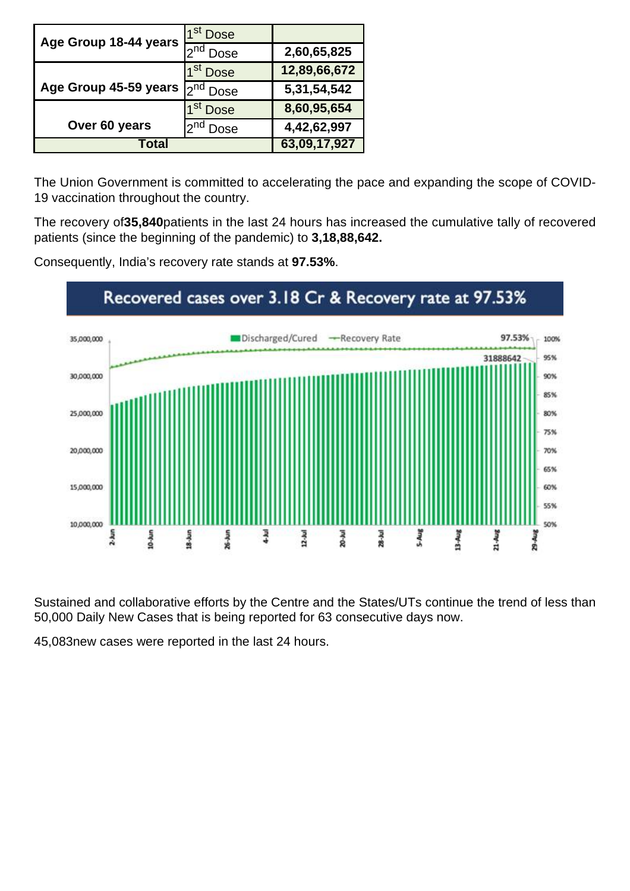| | | |
|---|---|---|
| Age Group 18-44 years | 1st Dose | |
| | 2nd Dose | 2,60,65,825 |
| Age Group 45-59 years | 1st Dose | 12,89,66,672 |
| | 2nd Dose | 5,31,54,542 |
| Over 60 years | 1st Dose | 8,60,95,654 |
| | 2nd Dose | 4,42,62,997 |
| Total | | 63,09,17,927 |

The Union Government is committed to accelerating the pace and expanding the scope of COVID-19 vaccination throughout the country.

The recovery of**35,840**patients in the last 24 hours has increased the cumulative tally of recovered patients (since the beginning of the pandemic) to **3,18,88,642.**

Consequently, India's recovery rate stands at **97.53%**.

Recovered cases over 3.18 Cr & Recovery rate at 97.53%

Discharged/Cured
Recovery Rate
97.53%
31888642

35,000,000
30,000,000
25,000,000
20,000,000
15,000,000
10,000,000

100%
95%
90%
85%
80%
75%
70%
65%
60%
55%
50%

2-Jun 10-Jun 18-Jun 26-Jun 4-Jul 12-Jul 20-Jul 28-Jul 5-Aug 13-Aug 21-Aug 29-Aug

Sustained and collaborative efforts by the Centre and the States/UTs continue the trend of less than 50,000 Daily New Cases that is being reported for 63 consecutive days now.

45,083new cases were reported in the last 24 hours.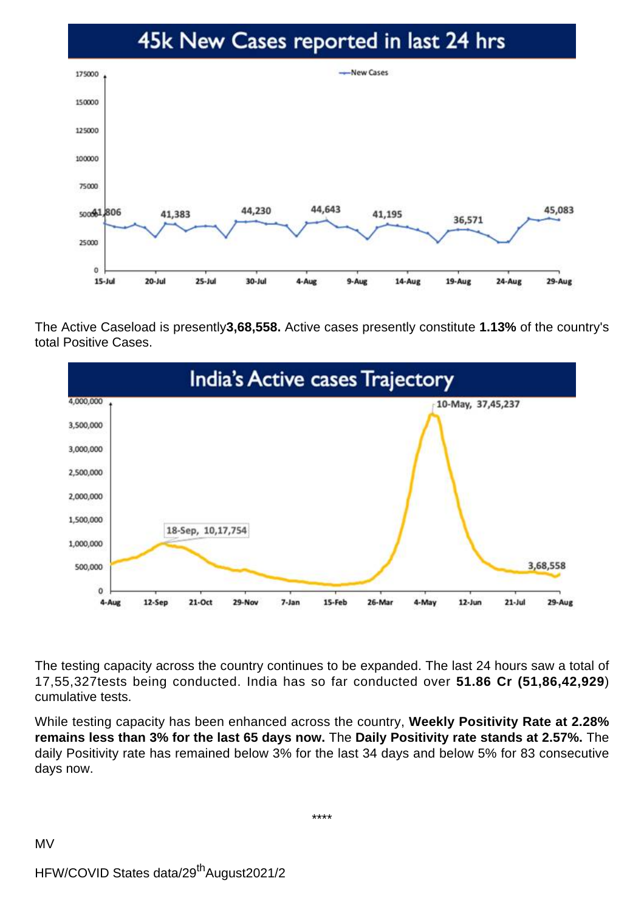## 45k New Cases reported in last 24 hrs

The Active Caseload is presently**3,68,558.** Active cases presently constitute **1.13%** of the country's total Positive Cases.

## India's Active cases Trajectory

The testing capacity across the country continues to be expanded. The last 24 hours saw a total of 17,55,327tests being conducted. India has so far conducted over **51.86 Cr (51,86,42,929**) cumulative tests.

While testing capacity has been enhanced across the country, **Weekly Positivity Rate at 2.28% remains less than 3% for the last 65 days now.** The **Daily Positivity rate stands at 2.57%.** The daily Positivity rate has remained below 3% for the last 34 days and below 5% for 83 consecutive days now.

****

MV

HFW/COVID States data/29th August2021/2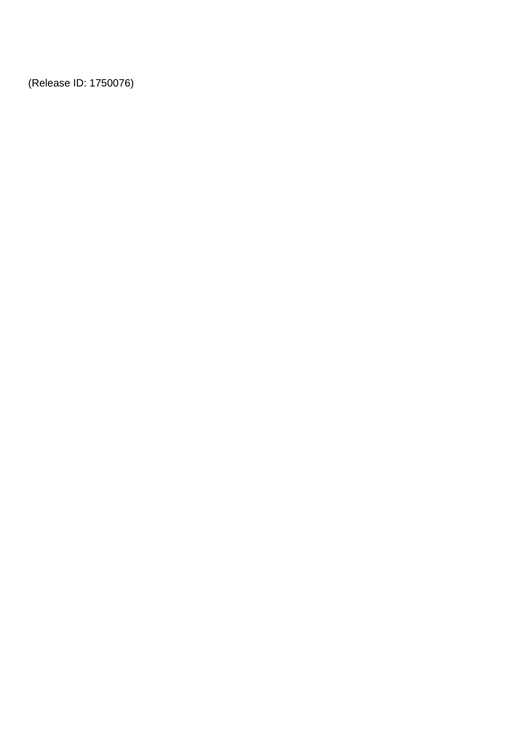(Release ID: 1750076)